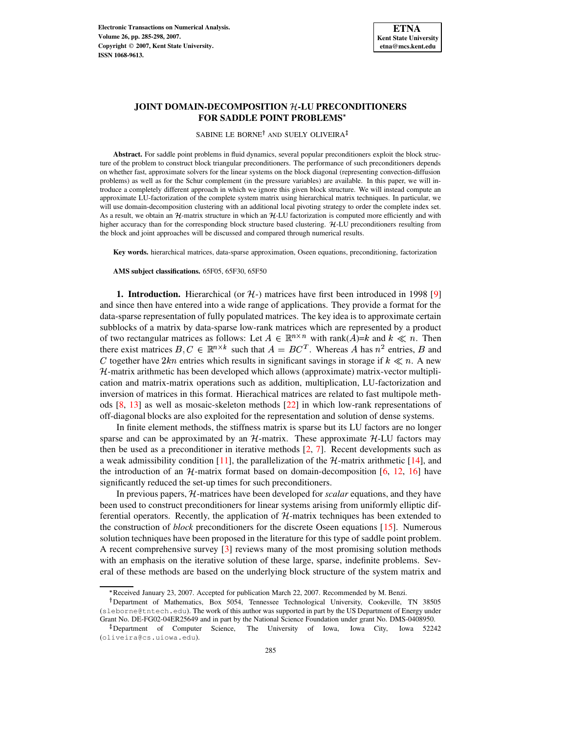# JOINT DOMAIN-DECOMPOSITION $\mathcal{H}$-LU PRECONDITIONERS FOR SADDLE POINT PROBLEMS*

SABINE LE BORNE† AND SUELY OLIVEIRA‡

**Abstract.** For saddle point problems in fluid dynamics, several popular preconditioners exploit the block structure of the problem to construct block triangular preconditioners. The performance of such preconditioners depends on whether fast, approximate solvers for the linear systems on the block diagonal (representing convection-diffusion problems) as well as for the Schur complement (in the pressure variables) are available. In this paper, we will introduce a completely different approach in which we ignore this given block structure. We will instead compute an approximate LU-factorization of the complete system matrix using hierarchical matrix techniques. In particular, we will use domain-decomposition clustering with an additional local pivoting strategy to order the complete index set. As a result, we obtain an $\mathcal{H}$-matrix structure in which an $\mathcal{H}$-LU factorization is computed more efficiently and with higher accuracy than for the corresponding block structure based clustering. $\mathcal{H}$-LU preconditioners resulting from the block and joint approaches will be discussed and compared through numerical results.

**Key words.** hierarchical matrices, data-sparse approximation, Oseen equations, preconditioning, factorization

**AMS subject classifications.** 65F05, 65F30, 65F50

## 1. Introduction.

Hierarchical (or $\mathcal{H}$-) matrices have first been introduced in 1998 [9] and since then have entered into a wide range of applications. They provide a format for the data-sparse representation of fully populated matrices. The key idea is to approximate certain subblocks of a matrix by data-sparse low-rank matrices which are represented by a product of two rectangular matrices as follows: Let $A \in \mathbb{R}^{n \times n}$ with rank($A$)=$k$ and $k \ll n$. Then there exist matrices $B, C \in \mathbb{R}^{n \times k}$ such that $A = BC^T$. Whereas $A$ has $n^2$ entries, $B$ and $C$ together have $2kn$ entries which results in significant savings in storage if $k \ll n$. A new $\mathcal{H}$-matrix arithmetic has been developed which allows (approximate) matrix-vector multiplication and matrix-matrix operations such as addition, multiplication, LU-factorization and inversion of matrices in this format. Hierachical matrices are related to fast multipole methods [8, 13] as well as mosaic-skeleton methods [22] in which low-rank representations of off-diagonal blocks are also exploited for the representation and solution of dense systems.

In finite element methods, the stiffness matrix is sparse but its LU factors are no longer sparse and can be approximated by an $\mathcal{H}$-matrix. These approximate $\mathcal{H}$-LU factors may then be used as a preconditioner in iterative methods [2, 7]. Recent developments such as a weak admissibility condition [11], the parallelization of the $\mathcal{H}$-matrix arithmetic [14], and the introduction of an $\mathcal{H}$-matrix format based on domain-decomposition [6, 12, 16] have significantly reduced the set-up times for such preconditioners.

In previous papers, $\mathcal{H}$-matrices have been developed for *scalar* equations, and they have been used to construct preconditioners for linear systems arising from uniformly elliptic differential operators. Recently, the application of $\mathcal{H}$-matrix techniques has been extended to the construction of *block* preconditioners for the discrete Oseen equations [15]. Numerous solution techniques have been proposed in the literature for this type of saddle point problem. A recent comprehensive survey [3] reviews many of the most promising solution methods with an emphasis on the iterative solution of these large, sparse, indefinite problems. Several of these methods are based on the underlying block structure of the system matrix and

---

*Received January 23, 2007. Accepted for publication March 22, 2007. Recommended by M. Benzi.

†Department of Mathematics, Box 5054, Tennessee Technological University, Cookeville, TN 38505 (sleborne@tntech.edu). The work of this author was supported in part by the US Department of Energy under Grant No. DE-FG02-04ER25649 and in part by the National Science Foundation under grant No. DMS-0408950.

‡Department of Computer Science, The University of Iowa, Iowa City, Iowa 52242 (oliveira@cs.uiowa.edu).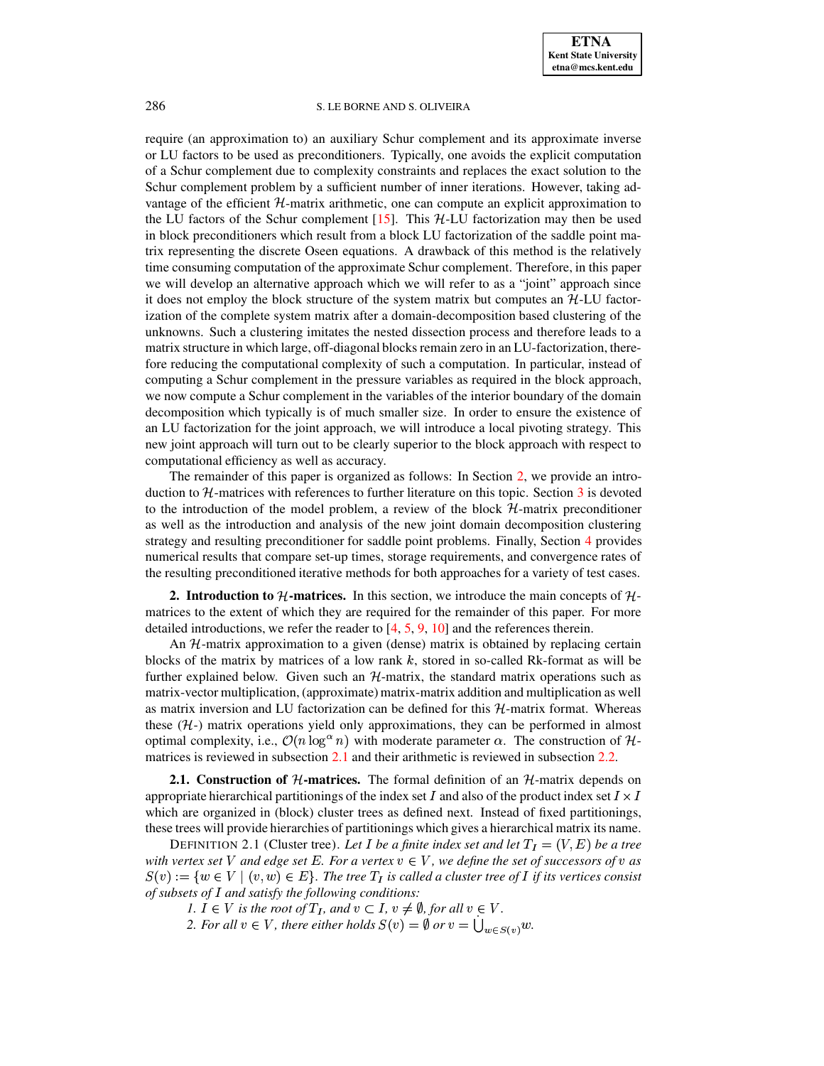require (an approximation to) an auxiliary Schur complement and its approximate inverse or LU factors to be used as preconditioners. Typically, one avoids the explicit computation of a Schur complement due to complexity constraints and replaces the exact solution to the Schur complement problem by a sufficient number of inner iterations. However, taking advantage of the efficient $\mathcal{H}$-matrix arithmetic, one can compute an explicit approximation to the LU factors of the Schur complement [15]. This $\mathcal{H}$-LU factorization may then be used in block preconditioners which result from a block LU factorization of the saddle point matrix representing the discrete Oseen equations. A drawback of this method is the relatively time consuming computation of the approximate Schur complement. Therefore, in this paper we will develop an alternative approach which we will refer to as a "joint" approach since it does not employ the block structure of the system matrix but computes an $\mathcal{H}$-LU factorization of the complete system matrix after a domain-decomposition based clustering of the unknowns. Such a clustering imitates the nested dissection process and therefore leads to a matrix structure in which large, off-diagonal blocks remain zero in an LU-factorization, therefore reducing the computational complexity of such a computation. In particular, instead of computing a Schur complement in the pressure variables as required in the block approach, we now compute a Schur complement in the variables of the interior boundary of the domain decomposition which typically is of much smaller size. In order to ensure the existence of an LU factorization for the joint approach, we will introduce a local pivoting strategy. This new joint approach will turn out to be clearly superior to the block approach with respect to computational efficiency as well as accuracy.

The remainder of this paper is organized as follows: In Section 2, we provide an introduction to $\mathcal{H}$-matrices with references to further literature on this topic. Section 3 is devoted to the introduction of the model problem, a review of the block $\mathcal{H}$-matrix preconditioner as well as the introduction and analysis of the new joint domain decomposition clustering strategy and resulting preconditioner for saddle point problems. Finally, Section 4 provides numerical results that compare set-up times, storage requirements, and convergence rates of the resulting preconditioned iterative methods for both approaches for a variety of test cases.

## 2. Introduction to $\mathcal{H}$-matrices.

In this section, we introduce the main concepts of $\mathcal{H}$-matrices to the extent of which they are required for the remainder of this paper. For more detailed introductions, we refer the reader to [4, 5, 9, 10] and the references therein.

An $\mathcal{H}$-matrix approximation to a given (dense) matrix is obtained by replacing certain blocks of the matrix by matrices of a low rank $k$, stored in so-called Rk-format as will be further explained below. Given such an $\mathcal{H}$-matrix, the standard matrix operations such as matrix-vector multiplication, (approximate) matrix-matrix addition and multiplication as well as matrix inversion and LU factorization can be defined for this $\mathcal{H}$-matrix format. Whereas these ($\mathcal{H}$-) matrix operations yield only approximations, they can be performed in almost optimal complexity, i.e., $\mathcal{O}(n \log^\alpha n)$ with moderate parameter $\alpha$. The construction of $\mathcal{H}$-matrices is reviewed in subsection 2.1 and their arithmetic is reviewed in subsection 2.2.

### 2.1. Construction of $\mathcal{H}$-matrices.

The formal definition of an $\mathcal{H}$-matrix depends on appropriate hierarchical partitionings of the index set $I$ and also of the product index set $I \times I$ which are organized in (block) cluster trees as defined next. Instead of fixed partitionings, these trees will provide hierarchies of partitionings which gives a hierarchical matrix its name.

DEFINITION 2.1 (Cluster tree). *Let $I$ be a finite index set and let $T_I = (V, E)$ be a tree with vertex set $V$ and edge set $E$. For a vertex $v \in V$, we define the set of successors of $v$ as $S(v) := \{w \in V \mid (v, w) \in E\}$. The tree $T_I$ is called a cluster tree of $I$ if its vertices consist of subsets of $I$ and satisfy the following conditions:*

1. *$I \in V$ is the root of $T_I$, and $v \subset I$, $v \neq \emptyset$, for all $v \in V$.*
2. *For all $v \in V$, there either holds $S(v) = \emptyset$ or $v = \dot{\bigcup}_{w \in S(v)} w$.*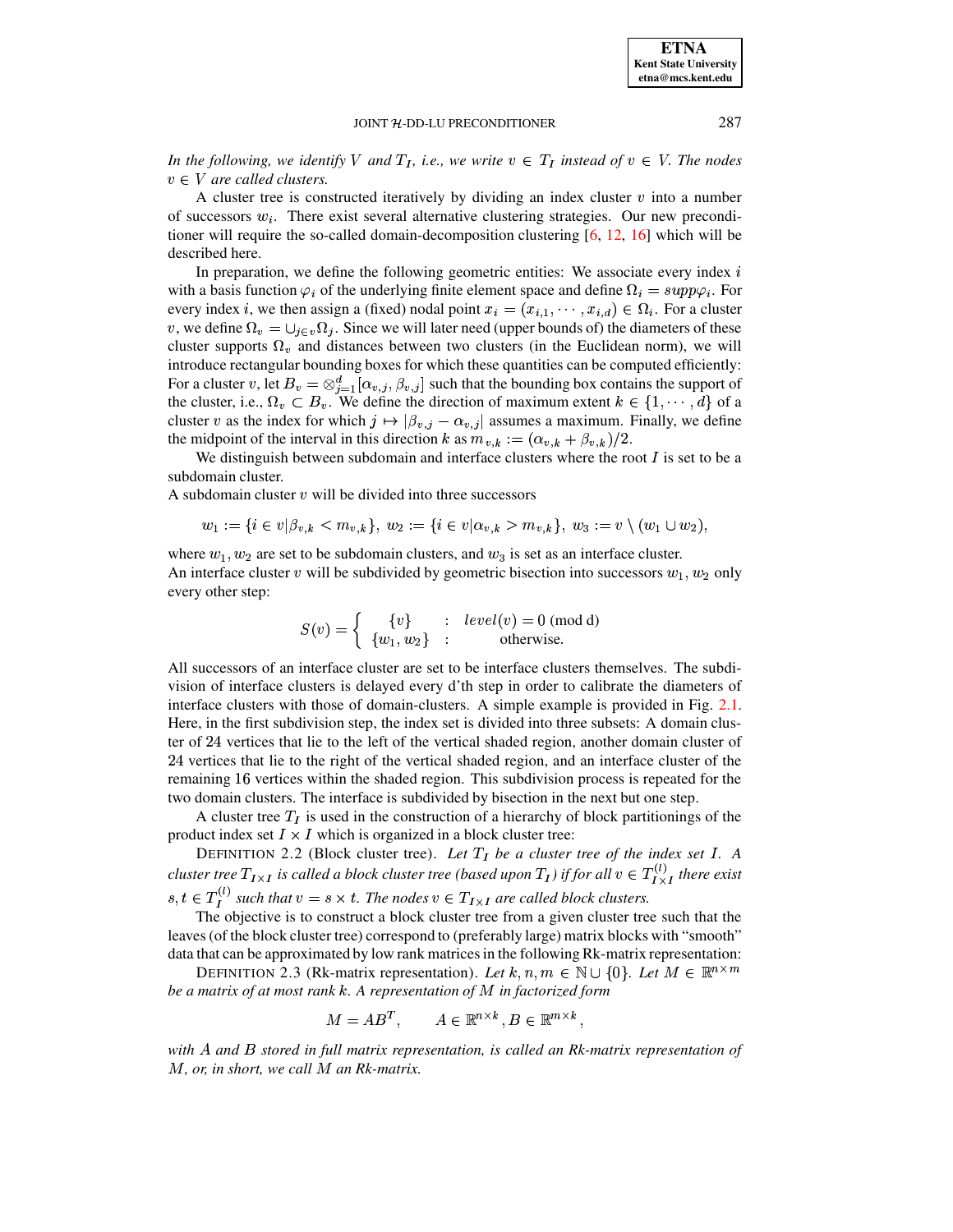*In the following, we identify $V$ and $T_I$, i.e., we write $v \in T_I$ instead of $v \in V$. The nodes $v \in V$ are called clusters.*

A cluster tree is constructed iteratively by dividing an index cluster $v$ into a number of successors $w_i$. There exist several alternative clustering strategies. Our new preconditioner will require the so-called domain-decomposition clustering [6, 12, 16] which will be described here.

In preparation, we define the following geometric entities: We associate every index $i$ with a basis function $\varphi_i$ of the underlying finite element space and define $\Omega_i = supp\varphi_i$. For every index $i$, we then assign a (fixed) nodal point $x_i = (x_{i,1}, \cdots, x_{i,d}) \in \Omega_i$. For a cluster $v$, we define $\Omega_v = \cup_{j \in v} \Omega_j$. Since we will later need (upper bounds of) the diameters of these cluster supports $\Omega_v$ and distances between two clusters (in the Euclidean norm), we will introduce rectangular bounding boxes for which these quantities can be computed efficiently: For a cluster $v$, let $B_v = \otimes_{j=1}^{d} [\alpha_{v,j}, \beta_{v,j}]$ such that the bounding box contains the support of the cluster, i.e., $\Omega_v \subset B_v$. We define the direction of maximum extent $k \in \{1, \cdots, d\}$ of a cluster $v$ as the index for which $j \mapsto |\beta_{v,j} - \alpha_{v,j}|$ assumes a maximum. Finally, we define the midpoint of the interval in this direction $k$ as $m_{v,k} := (\alpha_{v,k} + \beta_{v,k})/2$.

We distinguish between subdomain and interface clusters where the root $I$ is set to be a subdomain cluster.
A subdomain cluster $v$ will be divided into three successors

$$w_1 := \{i \in v | \beta_{v,k} < m_{v,k}\},\ w_2 := \{i \in v | \alpha_{v,k} > m_{v,k}\},\ w_3 := v \setminus (w_1 \cup w_2),$$

where $w_1, w_2$ are set to be subdomain clusters, and $w_3$ is set as an interface cluster.
An interface cluster $v$ will be subdivided by geometric bisection into successors $w_1, w_2$ only every other step:

$$S(v) = \begin{cases} \{v\} & : \quad level(v) = 0 \text{ (mod d)} \\ \{w_1, w_2\} & : \quad \text{otherwise.} \end{cases}$$

All successors of an interface cluster are set to be interface clusters themselves. The subdivision of interface clusters is delayed every d'th step in order to calibrate the diameters of interface clusters with those of domain-clusters. A simple example is provided in Fig. 2.1. Here, in the first subdivision step, the index set is divided into three subsets: A domain cluster of 24 vertices that lie to the left of the vertical shaded region, another domain cluster of 24 vertices that lie to the right of the vertical shaded region, and an interface cluster of the remaining 16 vertices within the shaded region. This subdivision process is repeated for the two domain clusters. The interface is subdivided by bisection in the next but one step.

A cluster tree $T_I$ is used in the construction of a hierarchy of block partitionings of the product index set $I \times I$ which is organized in a block cluster tree:

DEFINITION 2.2 (Block cluster tree). *Let $T_I$ be a cluster tree of the index set $I$. A cluster tree $T_{I \times I}$ is called a block cluster tree (based upon $T_I$) if for all $v \in T_{I \times I}^{(l)}$ there exist $s, t \in T_I^{(l)}$ such that $v = s \times t$. The nodes $v \in T_{I \times I}$ are called block clusters.*

The objective is to construct a block cluster tree from a given cluster tree such that the leaves (of the block cluster tree) correspond to (preferably large) matrix blocks with "smooth" data that can be approximated by low rank matrices in the following Rk-matrix representation:

DEFINITION 2.3 (Rk-matrix representation). *Let $k, n, m \in \mathbb{N} \cup \{0\}$. Let $M \in \mathbb{R}^{n \times m}$ be a matrix of at most rank $k$. A representation of $M$ in factorized form*

$$M = AB^T, \qquad A \in \mathbb{R}^{n \times k}, B \in \mathbb{R}^{m \times k},$$

*with $A$ and $B$ stored in full matrix representation, is called an Rk-matrix representation of $M$, or, in short, we call $M$ an Rk-matrix.*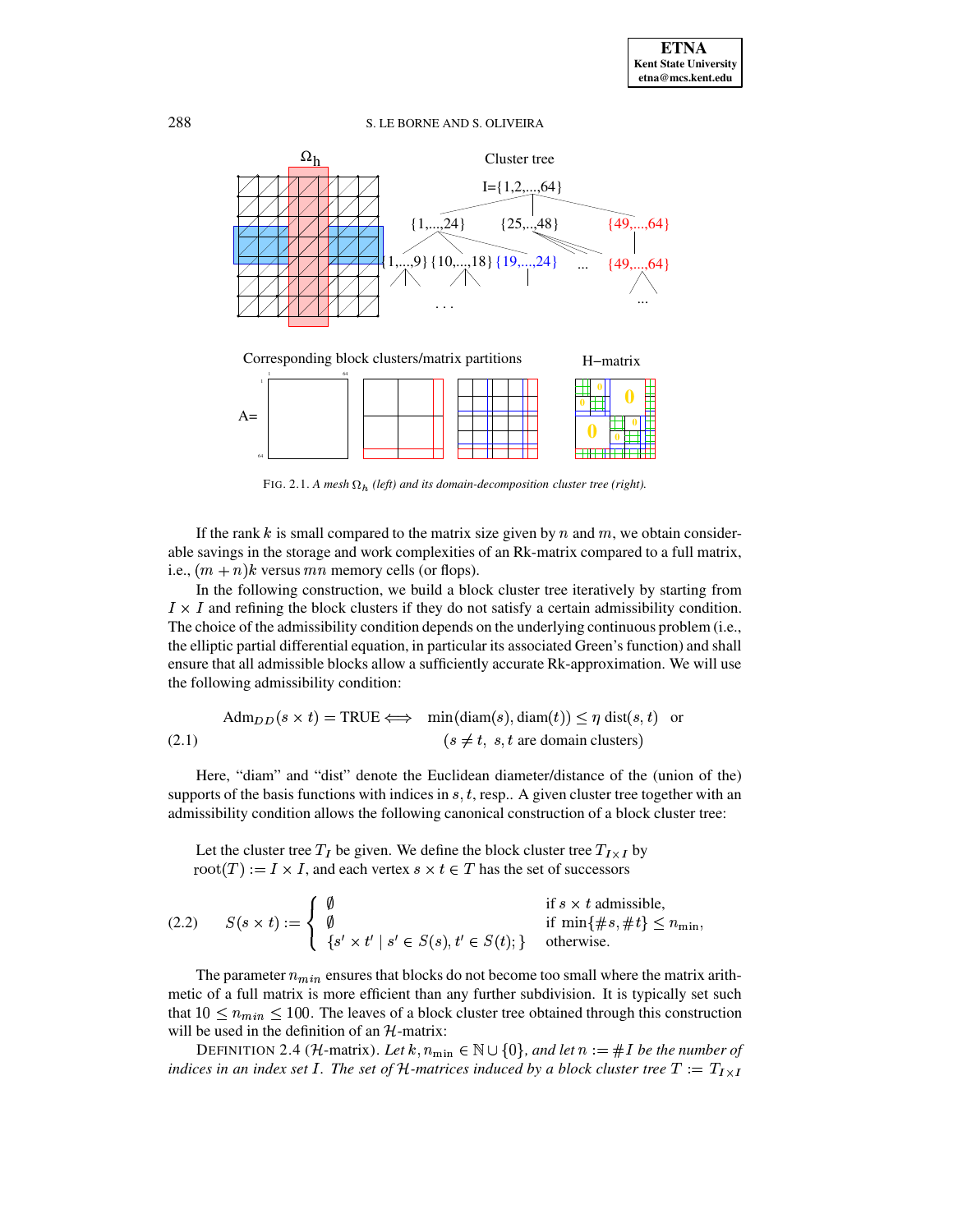FIG. 2.1. *A mesh $\Omega_h$ (left) and its domain-decomposition cluster tree (right).*

If the rank $k$ is small compared to the matrix size given by $n$ and $m$, we obtain considerable savings in the storage and work complexities of an Rk-matrix compared to a full matrix, i.e., $(m+n)k$ versus $mn$ memory cells (or flops).

In the following construction, we build a block cluster tree iteratively by starting from $I \times I$ and refining the block clusters if they do not satisfy a certain admissibility condition. The choice of the admissibility condition depends on the underlying continuous problem (i.e., the elliptic partial differential equation, in particular its associated Green's function) and shall ensure that all admissible blocks allow a sufficiently accurate Rk-approximation. We will use the following admissibility condition:

$$\text{Adm}_{DD}(s \times t) = \text{TRUE} \iff \min(\text{diam}(s), \text{diam}(t)) \leq \eta \, \text{dist}(s,t) \quad \text{or} \tag{2.1}$$
$$(s \neq t, \ s, t \text{ are domain clusters})$$

Here, "diam" and "dist" denote the Euclidean diameter/distance of the (union of the) supports of the basis functions with indices in $s, t$, resp.. A given cluster tree together with an admissibility condition allows the following canonical construction of a block cluster tree:

Let the cluster tree $T_I$ be given. We define the block cluster tree $T_{I \times I}$ by $\text{root}(T) := I \times I$, and each vertex $s \times t \in T$ has the set of successors

$$S(s \times t) := \begin{cases} \emptyset & \text{if } s \times t \text{ admissible,} \\ \emptyset & \text{if } \min\{\#s, \#t\} \leq n_{\min}, \\ \{s' \times t' \mid s' \in S(s), t' \in S(t);\} & \text{otherwise.} \end{cases} \tag{2.2}$$

The parameter $n_{min}$ ensures that blocks do not become too small where the matrix arithmetic of a full matrix is more efficient than any further subdivision. It is typically set such that $10 \leq n_{min} \leq 100$. The leaves of a block cluster tree obtained through this construction will be used in the definition of an $\mathcal{H}$-matrix:

DEFINITION 2.4 ($\mathcal{H}$-matrix). *Let $k, n_{\min} \in \mathbb{N} \cup \{0\}$, and let $n := \#I$ be the number of indices in an index set $I$. The set of $\mathcal{H}$-matrices induced by a block cluster tree $T := T_{I \times I}$*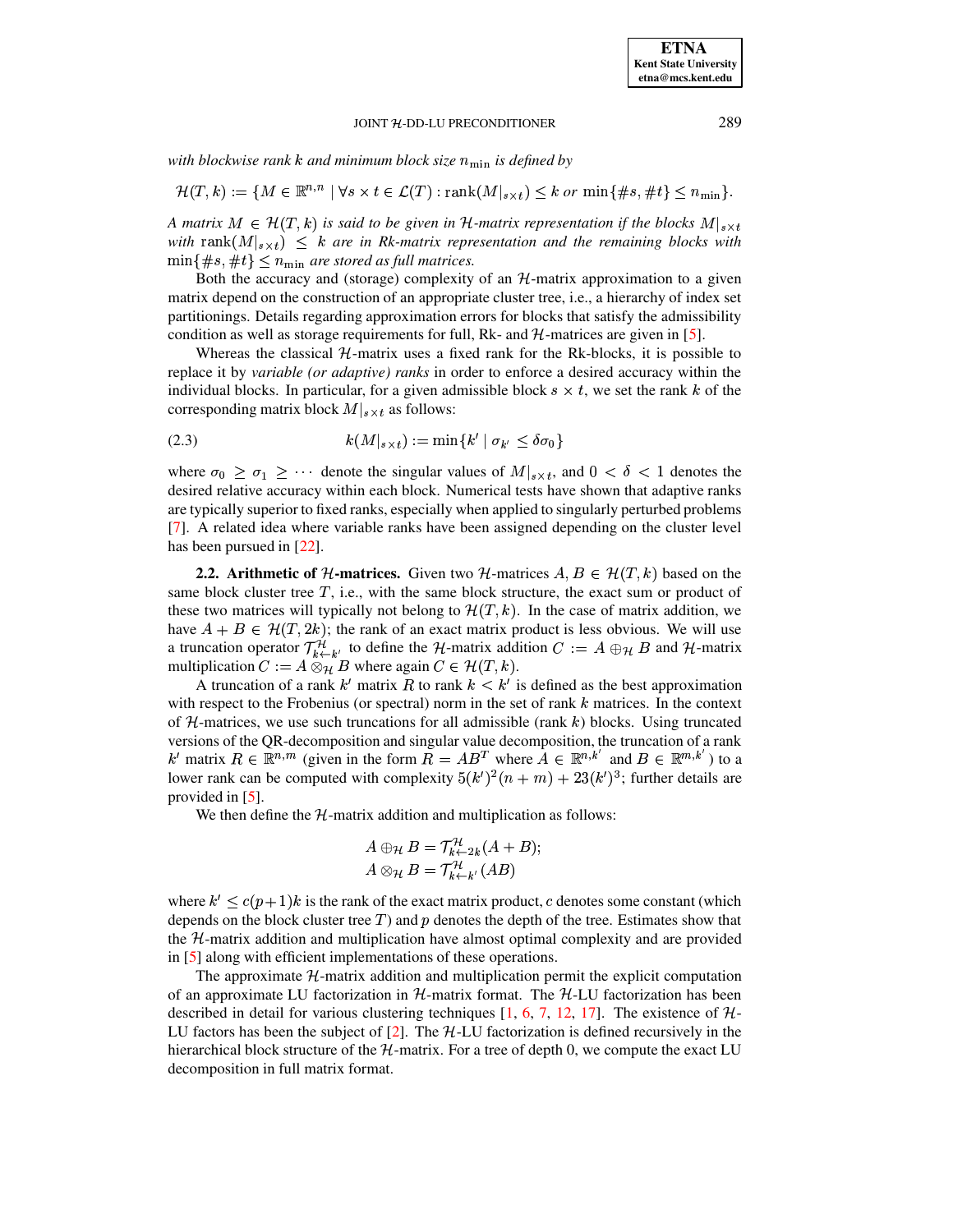*with blockwise rank $k$ and minimum block size $n_{\min}$ is defined by*

$$\mathcal{H}(T,k) := \{M \in \mathbb{R}^{n,n} \mid \forall s \times t \in \mathcal{L}(T) : \operatorname{rank}(M|_{s\times t}) \le k \text{ or } \min\{\#s, \#t\} \le n_{\min}\}.$$

*A matrix $M \in \mathcal{H}(T,k)$ is said to be given in $\mathcal{H}$-matrix representation if the blocks $M|_{s\times t}$ with $\operatorname{rank}(M|_{s\times t}) \le k$ are in Rk-matrix representation and the remaining blocks with $\min\{\#s, \#t\} \le n_{\min}$ are stored as full matrices.*

Both the accuracy and (storage) complexity of an $\mathcal{H}$-matrix approximation to a given matrix depend on the construction of an appropriate cluster tree, i.e., a hierarchy of index set partitionings. Details regarding approximation errors for blocks that satisfy the admissibility condition as well as storage requirements for full, Rk- and $\mathcal{H}$-matrices are given in [5].

Whereas the classical $\mathcal{H}$-matrix uses a fixed rank for the Rk-blocks, it is possible to replace it by *variable (or adaptive) ranks* in order to enforce a desired accuracy within the individual blocks. In particular, for a given admissible block $s \times t$, we set the rank $k$ of the corresponding matrix block $M|_{s\times t}$ as follows:

$$k(M|_{s\times t}) := \min\{k' \mid \sigma_{k'} \le \delta\sigma_0\} \tag{2.3}$$

where $\sigma_0 \ge \sigma_1 \ge \cdots$ denote the singular values of $M|_{s\times t}$, and $0 < \delta < 1$ denotes the desired relative accuracy within each block. Numerical tests have shown that adaptive ranks are typically superior to fixed ranks, especially when applied to singularly perturbed problems [7]. A related idea where variable ranks have been assigned depending on the cluster level has been pursued in [22].

**2.2. Arithmetic of $\mathcal{H}$-matrices.** Given two $\mathcal{H}$-matrices $A, B \in \mathcal{H}(T,k)$ based on the same block cluster tree $T$, i.e., with the same block structure, the exact sum or product of these two matrices will typically not belong to $\mathcal{H}(T,k)$. In the case of matrix addition, we have $A + B \in \mathcal{H}(T, 2k)$; the rank of an exact matrix product is less obvious. We will use a truncation operator $\mathcal{T}^{\mathcal{H}}_{k\leftarrow k'}$ to define the $\mathcal{H}$-matrix addition $C := A \oplus_{\mathcal{H}} B$ and $\mathcal{H}$-matrix multiplication $C := A \otimes_{\mathcal{H}} B$ where again $C \in \mathcal{H}(T,k)$.

A truncation of a rank $k'$ matrix $R$ to rank $k < k'$ is defined as the best approximation with respect to the Frobenius (or spectral) norm in the set of rank $k$ matrices. In the context of $\mathcal{H}$-matrices, we use such truncations for all admissible (rank $k$) blocks. Using truncated versions of the QR-decomposition and singular value decomposition, the truncation of a rank $k'$ matrix $R \in \mathbb{R}^{n,m}$ (given in the form $R = AB^T$ where $A \in \mathbb{R}^{n,k'}$ and $B \in \mathbb{R}^{m,k'}$) to a lower rank can be computed with complexity $5(k')^2(n+m) + 23(k')^3$; further details are provided in [5].

We then define the $\mathcal{H}$-matrix addition and multiplication as follows:

$$A \oplus_{\mathcal{H}} B = \mathcal{T}^{\mathcal{H}}_{k\leftarrow 2k}(A + B);$$
$$A \otimes_{\mathcal{H}} B = \mathcal{T}^{\mathcal{H}}_{k\leftarrow k'}(AB)$$

where $k' \le c(p+1)k$ is the rank of the exact matrix product, $c$ denotes some constant (which depends on the block cluster tree $T$) and $p$ denotes the depth of the tree. Estimates show that the $\mathcal{H}$-matrix addition and multiplication have almost optimal complexity and are provided in [5] along with efficient implementations of these operations.

The approximate $\mathcal{H}$-matrix addition and multiplication permit the explicit computation of an approximate LU factorization in $\mathcal{H}$-matrix format. The $\mathcal{H}$-LU factorization has been described in detail for various clustering techniques [1, 6, 7, 12, 17]. The existence of $\mathcal{H}$-LU factors has been the subject of [2]. The $\mathcal{H}$-LU factorization is defined recursively in the hierarchical block structure of the $\mathcal{H}$-matrix. For a tree of depth 0, we compute the exact LU decomposition in full matrix format.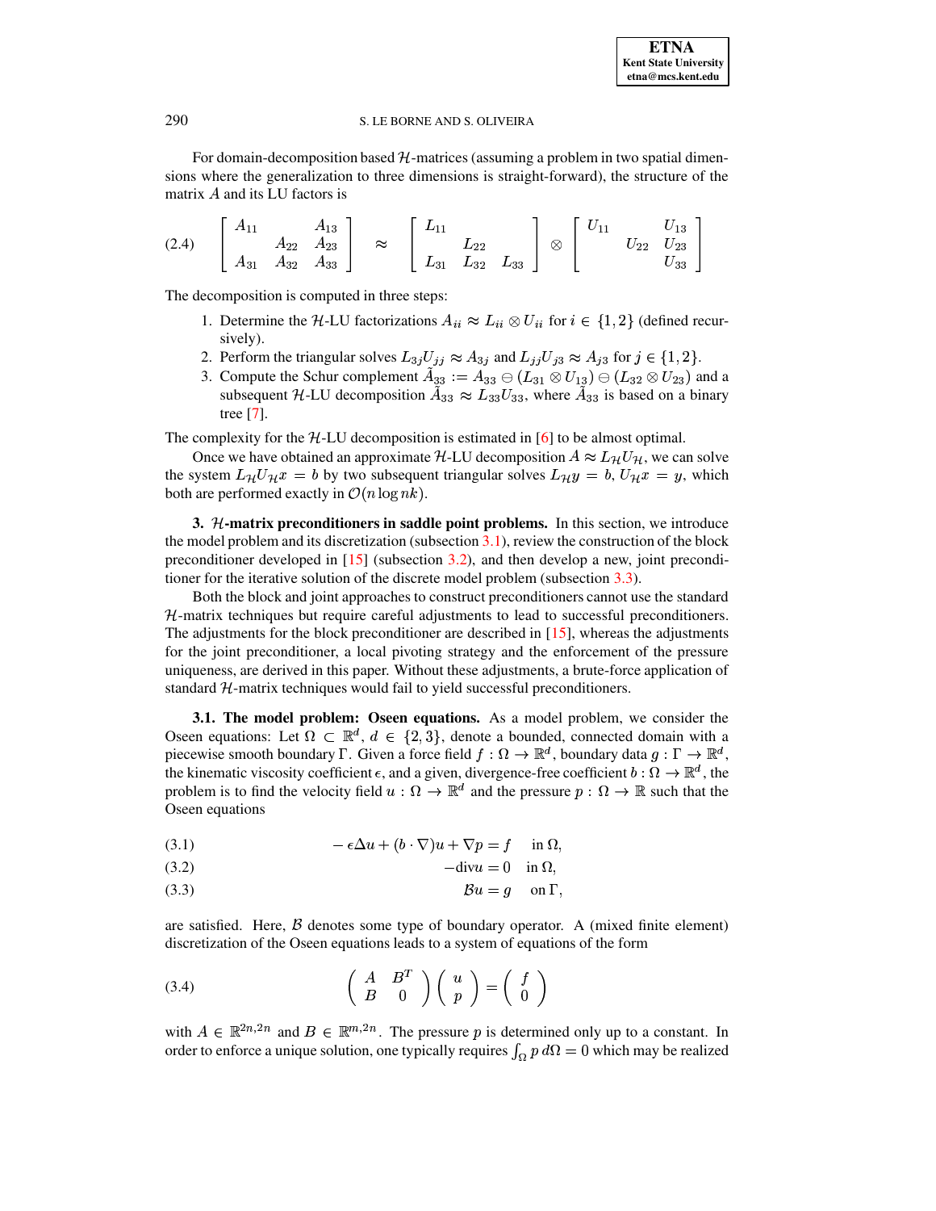For domain-decomposition based $\mathcal{H}$-matrices (assuming a problem in two spatial dimensions where the generalization to three dimensions is straight-forward), the structure of the matrix $A$ and its LU factors is

$$
(2.4) \qquad \begin{bmatrix} A_{11} & & A_{13} \\ & A_{22} & A_{23} \\ A_{31} & A_{32} & A_{33} \end{bmatrix} \approx \begin{bmatrix} L_{11} & & \\ & L_{22} & \\ L_{31} & L_{32} & L_{33} \end{bmatrix} \otimes \begin{bmatrix} U_{11} & & U_{13} \\ & U_{22} & U_{23} \\ & & U_{33} \end{bmatrix}
$$

The decomposition is computed in three steps:

1. Determine the $\mathcal{H}$-LU factorizations $A_{ii} \approx L_{ii} \otimes U_{ii}$ for $i \in \{1, 2\}$ (defined recursively).
2. Perform the triangular solves $L_{3j}U_{jj} \approx A_{3j}$ and $L_{jj}U_{j3} \approx A_{j3}$ for $j \in \{1, 2\}$.
3. Compute the Schur complement $\tilde{A}_{33} := A_{33} \ominus (L_{31} \otimes U_{13}) \ominus (L_{32} \otimes U_{23})$ and a subsequent $\mathcal{H}$-LU decomposition $\tilde{A}_{33} \approx L_{33}U_{33}$, where $\tilde{A}_{33}$ is based on a binary tree [7].

The complexity for the $\mathcal{H}$-LU decomposition is estimated in [6] to be almost optimal.

Once we have obtained an approximate $\mathcal{H}$-LU decomposition $A \approx L_{\mathcal{H}}U_{\mathcal{H}}$, we can solve the system $L_{\mathcal{H}}U_{\mathcal{H}}x = b$ by two subsequent triangular solves $L_{\mathcal{H}}y = b$, $U_{\mathcal{H}}x = y$, which both are performed exactly in $\mathcal{O}(n \log nk)$.

## 3. $\mathcal{H}$-matrix preconditioners in saddle point problems.

In this section, we introduce the model problem and its discretization (subsection 3.1), review the construction of the block preconditioner developed in [15] (subsection 3.2), and then develop a new, joint preconditioner for the iterative solution of the discrete model problem (subsection 3.3).

Both the block and joint approaches to construct preconditioners cannot use the standard $\mathcal{H}$-matrix techniques but require careful adjustments to lead to successful preconditioners. The adjustments for the block preconditioner are described in [15], whereas the adjustments for the joint preconditioner, a local pivoting strategy and the enforcement of the pressure uniqueness, are derived in this paper. Without these adjustments, a brute-force application of standard $\mathcal{H}$-matrix techniques would fail to yield successful preconditioners.

### 3.1. The model problem: Oseen equations.

As a model problem, we consider the Oseen equations: Let $\Omega \subset \mathbb{R}^d$, $d \in \{2, 3\}$, denote a bounded, connected domain with a piecewise smooth boundary $\Gamma$. Given a force field $f : \Omega \to \mathbb{R}^d$, boundary data $g : \Gamma \to \mathbb{R}^d$, the kinematic viscosity coefficient $\epsilon$, and a given, divergence-free coefficient $b : \Omega \to \mathbb{R}^d$, the problem is to find the velocity field $u : \Omega \to \mathbb{R}^d$ and the pressure $p : \Omega \to \mathbb{R}$ such that the Oseen equations

$$
(3.1) \qquad -\epsilon\Delta u + (b \cdot \nabla)u + \nabla p = f \quad \text{in } \Omega,
$$

$$
(3.2) \qquad -\text{div} u = 0 \quad \text{in } \Omega,
$$

$$
(3.3) \qquad \mathcal{B}u = g \quad \text{on } \Gamma,
$$

are satisfied. Here, $\mathcal{B}$ denotes some type of boundary operator. A (mixed finite element) discretization of the Oseen equations leads to a system of equations of the form

$$
(3.4) \qquad \begin{pmatrix} A & B^T \\ B & 0 \end{pmatrix} \begin{pmatrix} u \\ p \end{pmatrix} = \begin{pmatrix} f \\ 0 \end{pmatrix}
$$

with $A \in \mathbb{R}^{2n,2n}$ and $B \in \mathbb{R}^{m,2n}$. The pressure $p$ is determined only up to a constant. In order to enforce a unique solution, one typically requires $\int_\Omega p \, d\Omega = 0$ which may be realized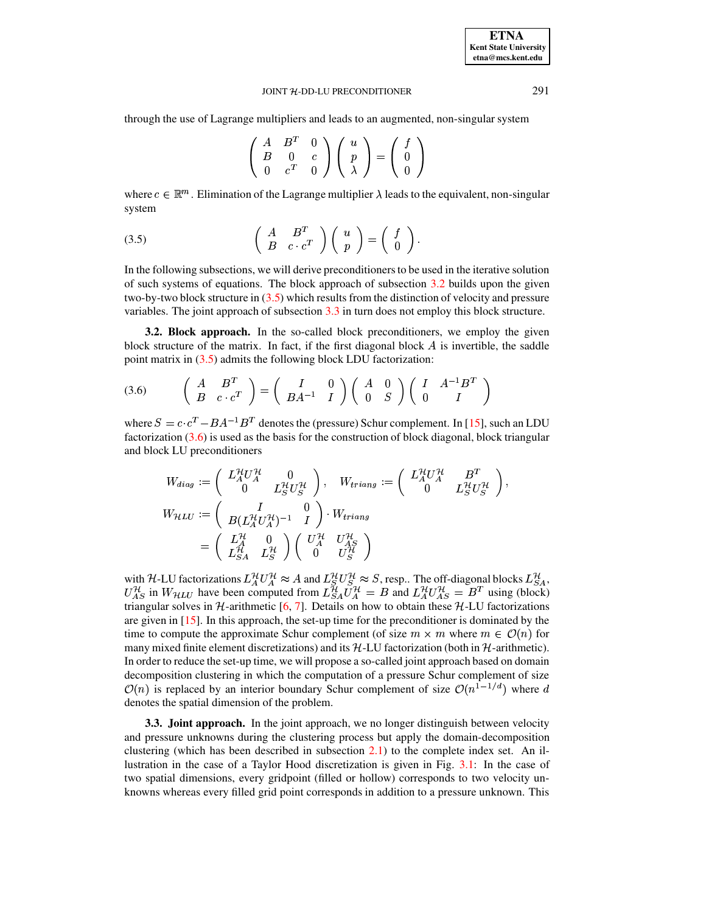through the use of Lagrange multipliers and leads to an augmented, non-singular system

$$\begin{pmatrix} A & B^T & 0 \\ B & 0 & c \\ 0 & c^T & 0 \end{pmatrix} \begin{pmatrix} u \\ p \\ \lambda \end{pmatrix} = \begin{pmatrix} f \\ 0 \\ 0 \end{pmatrix}$$

where $c \in \mathbb{R}^m$. Elimination of the Lagrange multiplier $\lambda$ leads to the equivalent, non-singular system

$$\begin{pmatrix} A & B^T \\ B & c \cdot c^T \end{pmatrix} \begin{pmatrix} u \\ p \end{pmatrix} = \begin{pmatrix} f \\ 0 \end{pmatrix}. \tag{3.5}$$

In the following subsections, we will derive preconditioners to be used in the iterative solution of such systems of equations. The block approach of subsection 3.2 builds upon the given two-by-two block structure in (3.5) which results from the distinction of velocity and pressure variables. The joint approach of subsection 3.3 in turn does not employ this block structure.

**3.2. Block approach.** In the so-called block preconditioners, we employ the given block structure of the matrix. In fact, if the first diagonal block $A$ is invertible, the saddle point matrix in (3.5) admits the following block LDU factorization:

$$\begin{pmatrix} A & B^T \\ B & c \cdot c^T \end{pmatrix} = \begin{pmatrix} I & 0 \\ BA^{-1} & I \end{pmatrix} \begin{pmatrix} A & 0 \\ 0 & S \end{pmatrix} \begin{pmatrix} I & A^{-1}B^T \\ 0 & I \end{pmatrix} \tag{3.6}$$

where $S = c \cdot c^T - BA^{-1}B^T$ denotes the (pressure) Schur complement. In [15], such an LDU factorization (3.6) is used as the basis for the construction of block diagonal, block triangular and block LU preconditioners

$$W_{diag} := \begin{pmatrix} L_A^{\mathcal{H}} U_A^{\mathcal{H}} & 0 \\ 0 & L_S^{\mathcal{H}} U_S^{\mathcal{H}} \end{pmatrix}, \quad W_{triang} := \begin{pmatrix} L_A^{\mathcal{H}} U_A^{\mathcal{H}} & B^T \\ 0 & L_S^{\mathcal{H}} U_S^{\mathcal{H}} \end{pmatrix},$$

$$\begin{aligned} W_{\mathcal{H}LU} &:= \begin{pmatrix} I & 0 \\ B(L_A^{\mathcal{H}} U_A^{\mathcal{H}})^{-1} & I \end{pmatrix} \cdot W_{triang} \\ &= \begin{pmatrix} L_A^{\mathcal{H}} & 0 \\ L_{SA}^{\mathcal{H}} & L_S^{\mathcal{H}} \end{pmatrix} \begin{pmatrix} U_A^{\mathcal{H}} & U_{AS}^{\mathcal{H}} \\ 0 & U_S^{\mathcal{H}} \end{pmatrix} \end{aligned}$$

with $\mathcal{H}$-LU factorizations $L_A^{\mathcal{H}} U_A^{\mathcal{H}} \approx A$ and $L_S^{\mathcal{H}} U_S^{\mathcal{H}} \approx S$, resp.. The off-diagonal blocks $L_{SA}^{\mathcal{H}}$, $U_{AS}^{\mathcal{H}}$ in $W_{\mathcal{H}LU}$ have been computed from $L_{SA}^{\mathcal{H}} U_A^{\mathcal{H}} = B$ and $L_A^{\mathcal{H}} U_{AS}^{\mathcal{H}} = B^T$ using (block) triangular solves in $\mathcal{H}$-arithmetic [6, 7]. Details on how to obtain these $\mathcal{H}$-LU factorizations are given in [15]. In this approach, the set-up time for the preconditioner is dominated by the time to compute the approximate Schur complement (of size $m \times m$ where $m \in \mathcal{O}(n)$ for many mixed finite element discretizations) and its $\mathcal{H}$-LU factorization (both in $\mathcal{H}$-arithmetic). In order to reduce the set-up time, we will propose a so-called joint approach based on domain decomposition clustering in which the computation of a pressure Schur complement of size $\mathcal{O}(n)$ is replaced by an interior boundary Schur complement of size $\mathcal{O}(n^{1-1/d})$ where $d$ denotes the spatial dimension of the problem.

**3.3. Joint approach.** In the joint approach, we no longer distinguish between velocity and pressure unknowns during the clustering process but apply the domain-decomposition clustering (which has been described in subsection 2.1) to the complete index set. An illustration in the case of a Taylor Hood discretization is given in Fig. 3.1: In the case of two spatial dimensions, every gridpoint (filled or hollow) corresponds to two velocity unknowns whereas every filled grid point corresponds in addition to a pressure unknown. This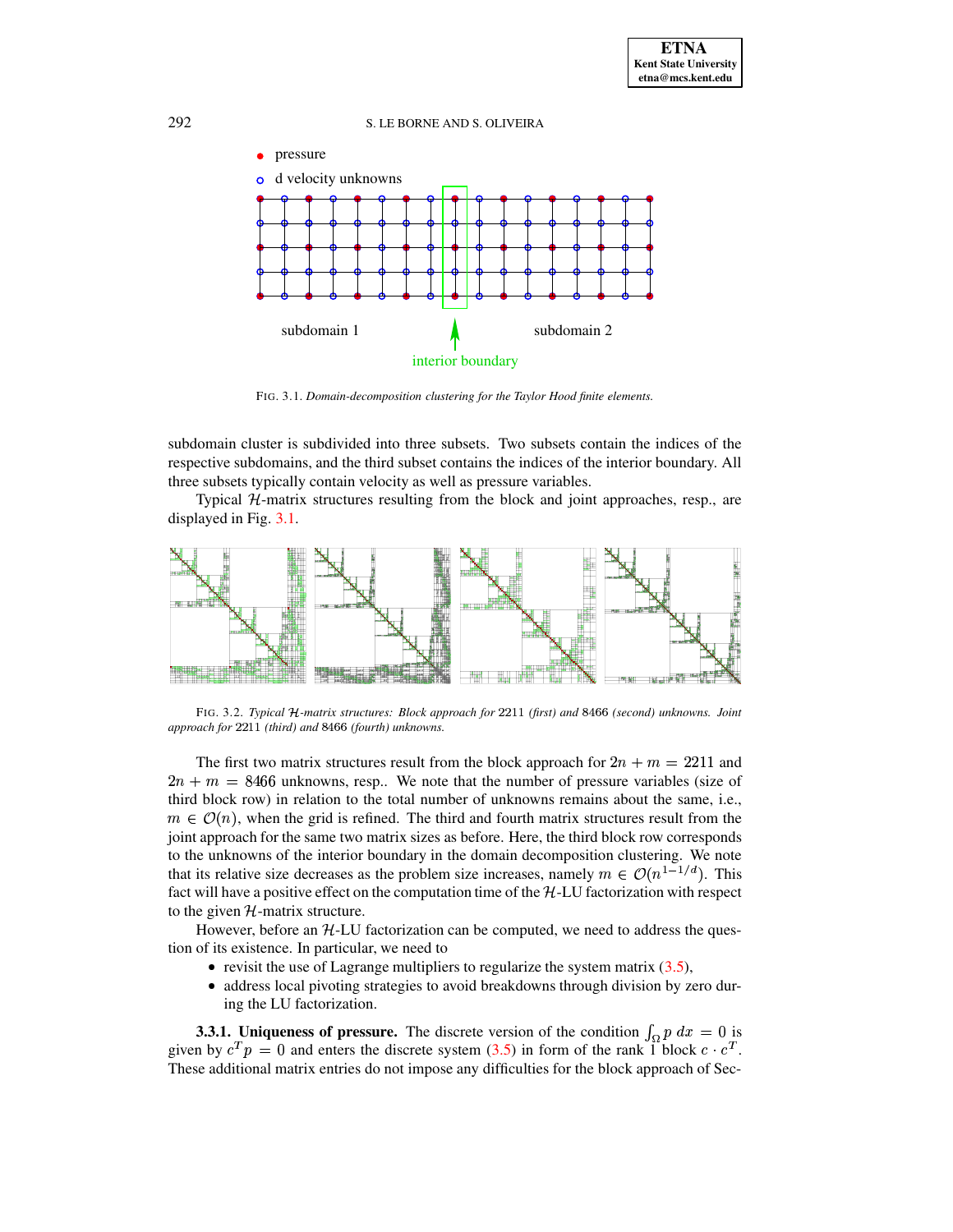pressure

d velocity unknowns

subdomain 1

interior boundary

subdomain 2

FIG. 3.1. *Domain-decomposition clustering for the Taylor Hood finite elements.*

subdomain cluster is subdivided into three subsets. Two subsets contain the indices of the respective subdomains, and the third subset contains the indices of the interior boundary. All three subsets typically contain velocity as well as pressure variables.

Typical $\mathcal{H}$-matrix structures resulting from the block and joint approaches, resp., are displayed in Fig. 3.1.

FIG. 3.2. *Typical $\mathcal{H}$-matrix structures: Block approach for* 2211 *(first) and* 8466 *(second) unknowns. Joint approach for* 2211 *(third) and* 8466 *(fourth) unknowns.*

The first two matrix structures result from the block approach for $2n + m = 2211$ and $2n + m = 8466$ unknowns, resp.. We note that the number of pressure variables (size of third block row) in relation to the total number of unknowns remains about the same, i.e., $m \in \mathcal{O}(n)$, when the grid is refined. The third and fourth matrix structures result from the joint approach for the same two matrix sizes as before. Here, the third block row corresponds to the unknowns of the interior boundary in the domain decomposition clustering. We note that its relative size decreases as the problem size increases, namely $m \in \mathcal{O}(n^{1-1/d})$. This fact will have a positive effect on the computation time of the $\mathcal{H}$-LU factorization with respect to the given $\mathcal{H}$-matrix structure.

However, before an $\mathcal{H}$-LU factorization can be computed, we need to address the question of its existence. In particular, we need to

- revisit the use of Lagrange multipliers to regularize the system matrix (3.5),
- address local pivoting strategies to avoid breakdowns through division by zero during the LU factorization.

**3.3.1. Uniqueness of pressure.** The discrete version of the condition $\int_\Omega p \; dx = 0$ is given by $c^T p = 0$ and enters the discrete system (3.5) in form of the rank 1 block $c \cdot c^T$. These additional matrix entries do not impose any difficulties for the block approach of Sec-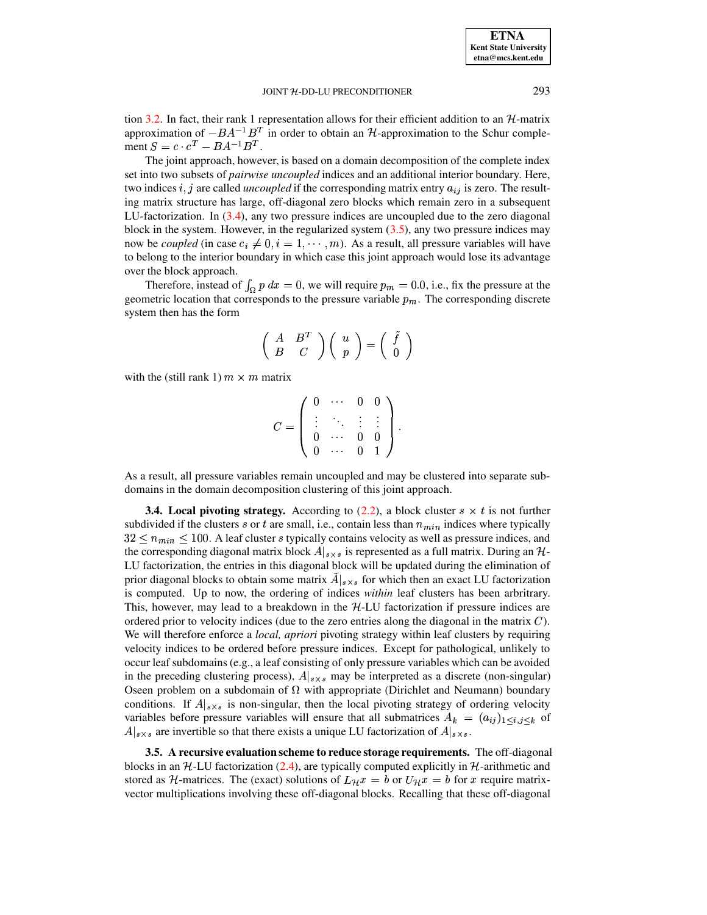tion 3.2. In fact, their rank 1 representation allows for their efficient addition to an $\mathcal{H}$-matrix approximation of $-BA^{-1}B^T$ in order to obtain an $\mathcal{H}$-approximation to the Schur complement $S = c \cdot c^T - BA^{-1}B^T$.

The joint approach, however, is based on a domain decomposition of the complete index set into two subsets of *pairwise uncoupled* indices and an additional interior boundary. Here, two indices $i, j$ are called *uncoupled* if the corresponding matrix entry $a_{ij}$ is zero. The resulting matrix structure has large, off-diagonal zero blocks which remain zero in a subsequent LU-factorization. In (3.4), any two pressure indices are uncoupled due to the zero diagonal block in the system. However, in the regularized system (3.5), any two pressure indices may now be *coupled* (in case $c_i \neq 0, i = 1, \cdots, m$). As a result, all pressure variables will have to belong to the interior boundary in which case this joint approach would lose its advantage over the block approach.

Therefore, instead of $\int_\Omega p\, dx = 0$, we will require $p_m = 0.0$, i.e., fix the pressure at the geometric location that corresponds to the pressure variable $p_m$. The corresponding discrete system then has the form

$$\begin{pmatrix} A & B^T \\ B & C \end{pmatrix} \begin{pmatrix} u \\ p \end{pmatrix} = \begin{pmatrix} \tilde{f} \\ 0 \end{pmatrix}$$

with the (still rank 1) $m \times m$ matrix

$$C = \begin{pmatrix} 0 & \cdots & 0 & 0 \\ \vdots & \ddots & \vdots & \vdots \\ 0 & \cdots & 0 & 0 \\ 0 & \cdots & 0 & 1 \end{pmatrix}.$$

As a result, all pressure variables remain uncoupled and may be clustered into separate subdomains in the domain decomposition clustering of this joint approach.

**3.4. Local pivoting strategy.** According to (2.2), a block cluster $s \times t$ is not further subdivided if the clusters $s$ or $t$ are small, i.e., contain less than $n_{min}$ indices where typically $32 \leq n_{min} \leq 100$. A leaf cluster $s$ typically contains velocity as well as pressure indices, and the corresponding diagonal matrix block $A|_{s\times s}$ is represented as a full matrix. During an $\mathcal{H}$-LU factorization, the entries in this diagonal block will be updated during the elimination of prior diagonal blocks to obtain some matrix $\tilde{A}|_{s\times s}$ for which then an exact LU factorization is computed. Up to now, the ordering of indices *within* leaf clusters has been arbitrary. This, however, may lead to a breakdown in the $\mathcal{H}$-LU factorization if pressure indices are ordered prior to velocity indices (due to the zero entries along the diagonal in the matrix $C$). We will therefore enforce a *local, apriori* pivoting strategy within leaf clusters by requiring velocity indices to be ordered before pressure indices. Except for pathological, unlikely to occur leaf subdomains (e.g., a leaf consisting of only pressure variables which can be avoided in the preceding clustering process), $A|_{s\times s}$ may be interpreted as a discrete (non-singular) Oseen problem on a subdomain of $\Omega$ with appropriate (Dirichlet and Neumann) boundary conditions. If $A|_{s\times s}$ is non-singular, then the local pivoting strategy of ordering velocity variables before pressure variables will ensure that all submatrices $A_k = (a_{ij})_{1\leq i,j\leq k}$ of $A|_{s\times s}$ are invertible so that there exists a unique LU factorization of $A|_{s\times s}$.

**3.5. A recursive evaluation scheme to reduce storage requirements.** The off-diagonal blocks in an $\mathcal{H}$-LU factorization (2.4), are typically computed explicitly in $\mathcal{H}$-arithmetic and stored as $\mathcal{H}$-matrices. The (exact) solutions of $L_{\mathcal{H}}x = b$ or $U_{\mathcal{H}}x = b$ for $x$ require matrix-vector multiplications involving these off-diagonal blocks. Recalling that these off-diagonal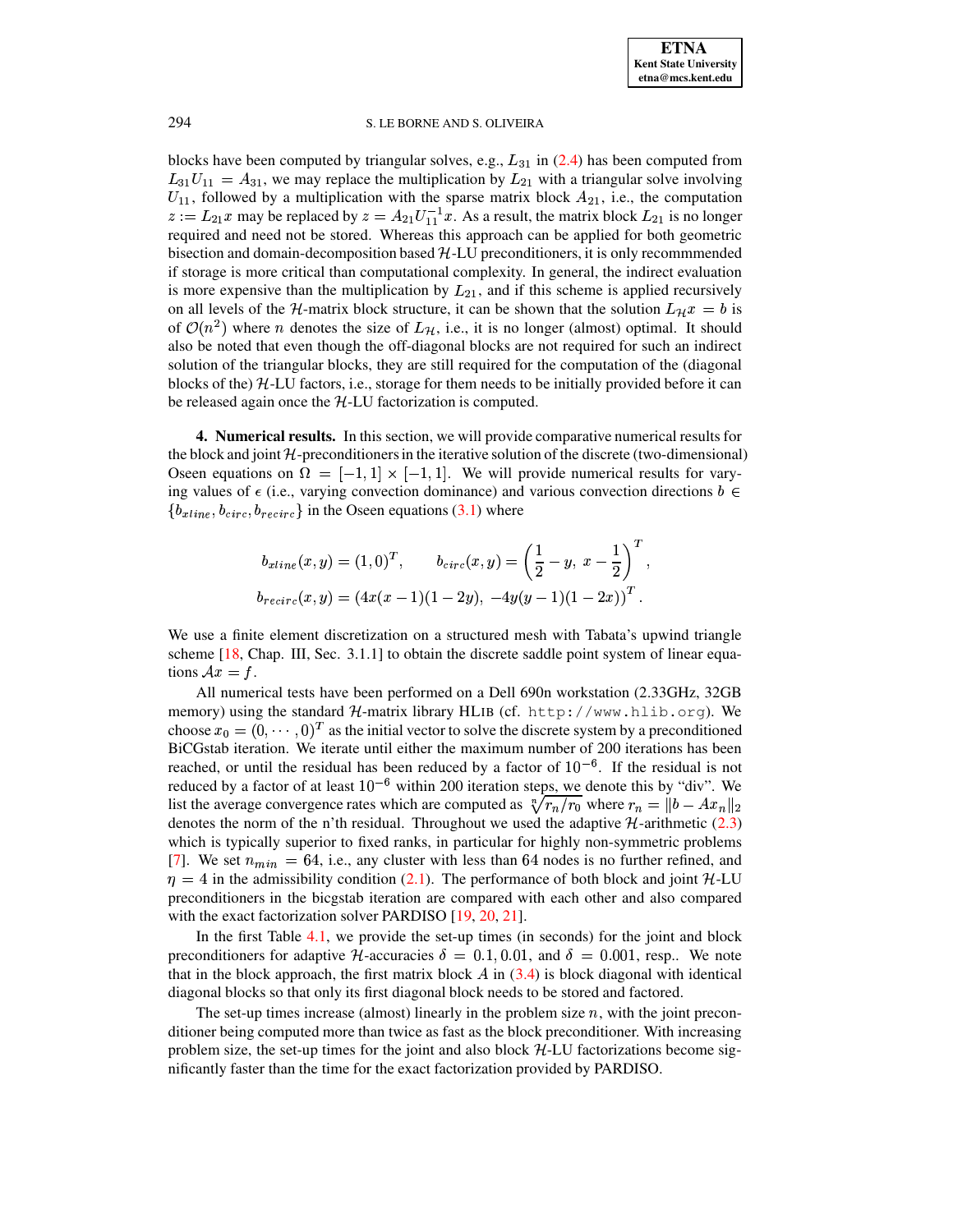blocks have been computed by triangular solves, e.g., $L_{31}$ in (2.4) has been computed from $L_{31}U_{11} = A_{31}$, we may replace the multiplication by $L_{21}$ with a triangular solve involving $U_{11}$, followed by a multiplication with the sparse matrix block $A_{21}$, i.e., the computation $z := L_{21}x$ may be replaced by $z = A_{21}U_{11}^{-1}x$. As a result, the matrix block $L_{21}$ is no longer required and need not be stored. Whereas this approach can be applied for both geometric bisection and domain-decomposition based $\mathcal{H}$-LU preconditioners, it is only recommmended if storage is more critical than computational complexity. In general, the indirect evaluation is more expensive than the multiplication by $L_{21}$, and if this scheme is applied recursively on all levels of the $\mathcal{H}$-matrix block structure, it can be shown that the solution $L_{\mathcal{H}}x = b$ is of $\mathcal{O}(n^2)$ where $n$ denotes the size of $L_{\mathcal{H}}$, i.e., it is no longer (almost) optimal. It should also be noted that even though the off-diagonal blocks are not required for such an indirect solution of the triangular blocks, they are still required for the computation of the (diagonal blocks of the) $\mathcal{H}$-LU factors, i.e., storage for them needs to be initially provided before it can be released again once the $\mathcal{H}$-LU factorization is computed.

## 4. Numerical results.

In this section, we will provide comparative numerical results for the block and joint $\mathcal{H}$-preconditioners in the iterative solution of the discrete (two-dimensional) Oseen equations on $\Omega = [-1, 1] \times [-1, 1]$. We will provide numerical results for varying values of $\epsilon$ (i.e., varying convection dominance) and various convection directions $b \in \{b_{xline}, b_{circ}, b_{recirc}\}$ in the Oseen equations (3.1) where

$$b_{xline}(x, y) = (1, 0)^T, \qquad b_{circ}(x, y) = \left(\frac{1}{2} - y,\ x - \frac{1}{2}\right)^T,$$

$$b_{recirc}(x, y) = (4x(x-1)(1-2y),\ -4y(y-1)(1-2x))^T.$$

We use a finite element discretization on a structured mesh with Tabata's upwind triangle scheme [18, Chap. III, Sec. 3.1.1] to obtain the discrete saddle point system of linear equations $\mathcal{A}x = f$.

All numerical tests have been performed on a Dell 690n workstation (2.33GHz, 32GB memory) using the standard $\mathcal{H}$-matrix library HLIB (cf. `http://www.hlib.org`). We choose $x_0 = (0, \cdots, 0)^T$ as the initial vector to solve the discrete system by a preconditioned BiCGstab iteration. We iterate until either the maximum number of 200 iterations has been reached, or until the residual has been reduced by a factor of $10^{-6}$. If the residual is not reduced by a factor of at least $10^{-6}$ within 200 iteration steps, we denote this by "div". We list the average convergence rates which are computed as $\sqrt[n]{r_n/r_0}$ where $r_n = \|b - Ax_n\|_2$ denotes the norm of the n'th residual. Throughout we used the adaptive $\mathcal{H}$-arithmetic (2.3) which is typically superior to fixed ranks, in particular for highly non-symmetric problems [7]. We set $n_{min} = 64$, i.e., any cluster with less than 64 nodes is no further refined, and $\eta = 4$ in the admissibility condition (2.1). The performance of both block and joint $\mathcal{H}$-LU preconditioners in the bicgstab iteration are compared with each other and also compared with the exact factorization solver PARDISO [19, 20, 21].

In the first Table 4.1, we provide the set-up times (in seconds) for the joint and block preconditioners for adaptive $\mathcal{H}$-accuracies $\delta = 0.1, 0.01$, and $\delta = 0.001$, resp.. We note that in the block approach, the first matrix block $A$ in (3.4) is block diagonal with identical diagonal blocks so that only its first diagonal block needs to be stored and factored.

The set-up times increase (almost) linearly in the problem size $n$, with the joint preconditioner being computed more than twice as fast as the block preconditioner. With increasing problem size, the set-up times for the joint and also block $\mathcal{H}$-LU factorizations become significantly faster than the time for the exact factorization provided by PARDISO.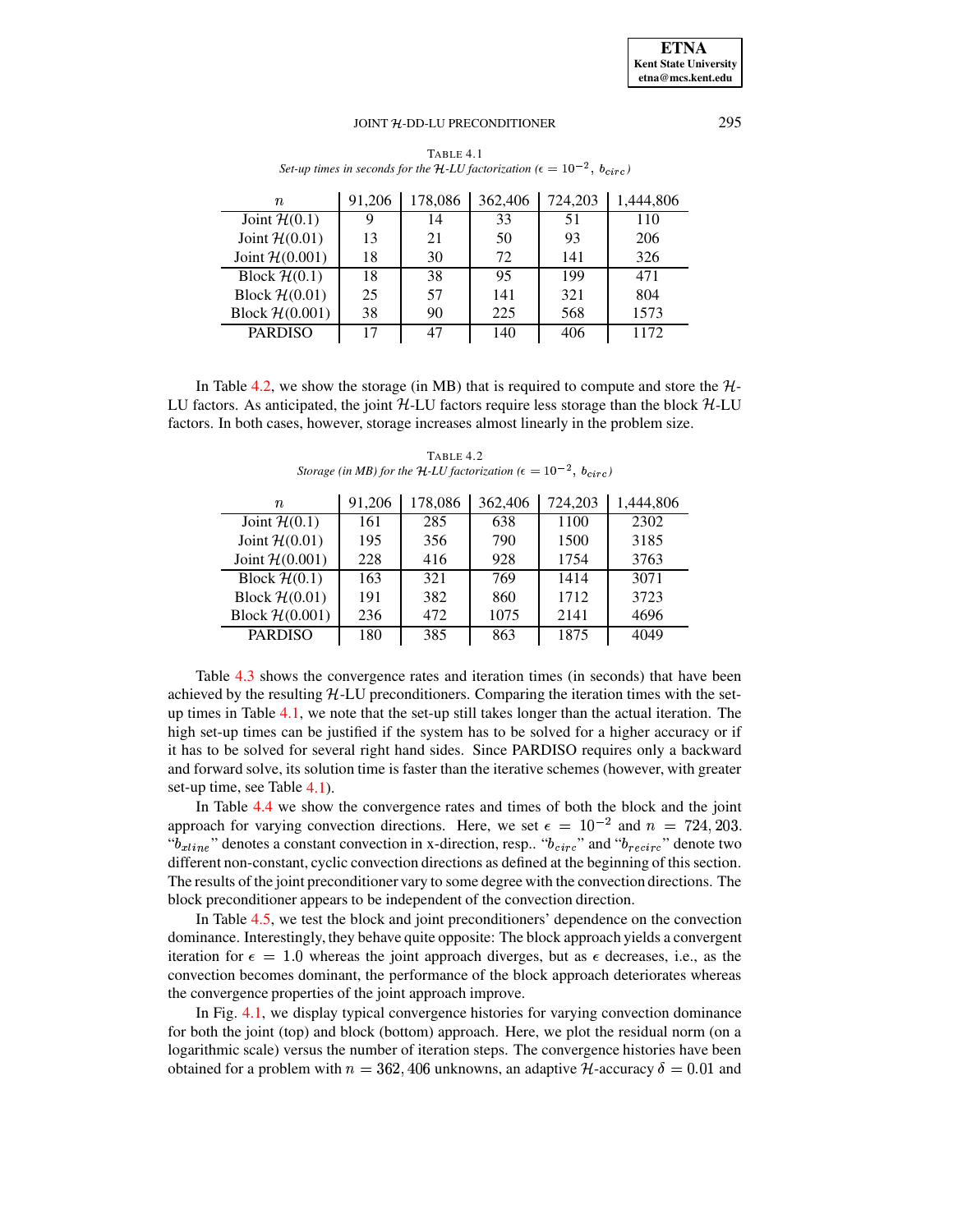TABLE 4.1
*Set-up times in seconds for the $\mathcal{H}$-LU factorization ($\epsilon = 10^{-2}$, $b_{circ}$)*

| $n$ | 91,206 | 178,086 | 362,406 | 724,203 | 1,444,806 |
|---|---|---|---|---|---|
| Joint $\mathcal{H}(0.1)$ | 9 | 14 | 33 | 51 | 110 |
| Joint $\mathcal{H}(0.01)$ | 13 | 21 | 50 | 93 | 206 |
| Joint $\mathcal{H}(0.001)$ | 18 | 30 | 72 | 141 | 326 |
| Block $\mathcal{H}(0.1)$ | 18 | 38 | 95 | 199 | 471 |
| Block $\mathcal{H}(0.01)$ | 25 | 57 | 141 | 321 | 804 |
| Block $\mathcal{H}(0.001)$ | 38 | 90 | 225 | 568 | 1573 |
| PARDISO | 17 | 47 | 140 | 406 | 1172 |

In Table 4.2, we show the storage (in MB) that is required to compute and store the $\mathcal{H}$-LU factors. As anticipated, the joint $\mathcal{H}$-LU factors require less storage than the block $\mathcal{H}$-LU factors. In both cases, however, storage increases almost linearly in the problem size.

TABLE 4.2
*Storage (in MB) for the $\mathcal{H}$-LU factorization ($\epsilon = 10^{-2}$, $b_{circ}$)*

| $n$ | 91,206 | 178,086 | 362,406 | 724,203 | 1,444,806 |
|---|---|---|---|---|---|
| Joint $\mathcal{H}(0.1)$ | 161 | 285 | 638 | 1100 | 2302 |
| Joint $\mathcal{H}(0.01)$ | 195 | 356 | 790 | 1500 | 3185 |
| Joint $\mathcal{H}(0.001)$ | 228 | 416 | 928 | 1754 | 3763 |
| Block $\mathcal{H}(0.1)$ | 163 | 321 | 769 | 1414 | 3071 |
| Block $\mathcal{H}(0.01)$ | 191 | 382 | 860 | 1712 | 3723 |
| Block $\mathcal{H}(0.001)$ | 236 | 472 | 1075 | 2141 | 4696 |
| PARDISO | 180 | 385 | 863 | 1875 | 4049 |

Table 4.3 shows the convergence rates and iteration times (in seconds) that have been achieved by the resulting $\mathcal{H}$-LU preconditioners. Comparing the iteration times with the set-up times in Table 4.1, we note that the set-up still takes longer than the actual iteration. The high set-up times can be justified if the system has to be solved for a higher accuracy or if it has to be solved for several right hand sides. Since PARDISO requires only a backward and forward solve, its solution time is faster than the iterative schemes (however, with greater set-up time, see Table 4.1).

In Table 4.4 we show the convergence rates and times of both the block and the joint approach for varying convection directions. Here, we set $\epsilon = 10^{-2}$ and $n = 724,203$. "$b_{xline}$" denotes a constant convection in x-direction, resp.. "$b_{circ}$" and "$b_{recirc}$" denote two different non-constant, cyclic convection directions as defined at the beginning of this section. The results of the joint preconditioner vary to some degree with the convection directions. The block preconditioner appears to be independent of the convection direction.

In Table 4.5, we test the block and joint preconditioners' dependence on the convection dominance. Interestingly, they behave quite opposite: The block approach yields a convergent iteration for $\epsilon = 1.0$ whereas the joint approach diverges, but as $\epsilon$ decreases, i.e., as the convection becomes dominant, the performance of the block approach deteriorates whereas the convergence properties of the joint approach improve.

In Fig. 4.1, we display typical convergence histories for varying convection dominance for both the joint (top) and block (bottom) approach. Here, we plot the residual norm (on a logarithmic scale) versus the number of iteration steps. The convergence histories have been obtained for a problem with $n = 362,406$ unknowns, an adaptive $\mathcal{H}$-accuracy $\delta = 0.01$ and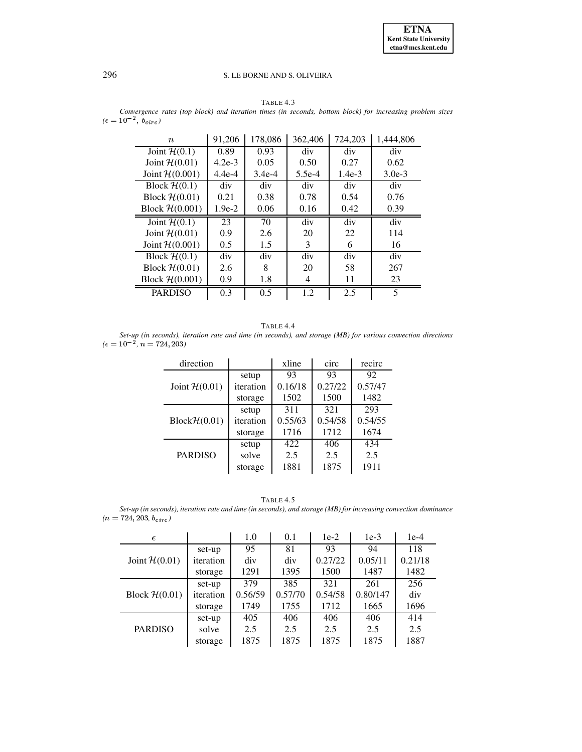TABLE 4.3
*Convergence rates (top block) and iteration times (in seconds, bottom block) for increasing problem sizes ($\epsilon = 10^{-2}$, $b_{circ}$)*

| $n$ | 91,206 | 178,086 | 362,406 | 724,203 | 1,444,806 |
|---|---|---|---|---|---|
| Joint $\mathcal{H}(0.1)$ | 0.89 | 0.93 | div | div | div |
| Joint $\mathcal{H}(0.01)$ | 4.2e-3 | 0.05 | 0.50 | 0.27 | 0.62 |
| Joint $\mathcal{H}(0.001)$ | 4.4e-4 | 3.4e-4 | 5.5e-4 | 1.4e-3 | 3.0e-3 |
| Block $\mathcal{H}(0.1)$ | div | div | div | div | div |
| Block $\mathcal{H}(0.01)$ | 0.21 | 0.38 | 0.78 | 0.54 | 0.76 |
| Block $\mathcal{H}(0.001)$ | 1.9e-2 | 0.06 | 0.16 | 0.42 | 0.39 |
| Joint $\mathcal{H}(0.1)$ | 23 | 70 | div | div | div |
| Joint $\mathcal{H}(0.01)$ | 0.9 | 2.6 | 20 | 22 | 114 |
| Joint $\mathcal{H}(0.001)$ | 0.5 | 1.5 | 3 | 6 | 16 |
| Block $\mathcal{H}(0.1)$ | div | div | div | div | div |
| Block $\mathcal{H}(0.01)$ | 2.6 | 8 | 20 | 58 | 267 |
| Block $\mathcal{H}(0.001)$ | 0.9 | 1.8 | 4 | 11 | 23 |
| PARDISO | 0.3 | 0.5 | 1.2 | 2.5 | 5 |

TABLE 4.4
*Set-up (in seconds), iteration rate and time (in seconds), and storage (MB) for various convection directions ($\epsilon = 10^{-2}$, $n = 724,203$)*

| direction | | xline | circ | recirc |
|---|---|---|---|---|
| Joint $\mathcal{H}(0.01)$ | setup | 93 | 93 | 92 |
| | iteration | 0.16/18 | 0.27/22 | 0.57/47 |
| | storage | 1502 | 1500 | 1482 |
| Block$\mathcal{H}(0.01)$ | setup | 311 | 321 | 293 |
| | iteration | 0.55/63 | 0.54/58 | 0.54/55 |
| | storage | 1716 | 1712 | 1674 |
| PARDISO | setup | 422 | 406 | 434 |
| | solve | 2.5 | 2.5 | 2.5 |
| | storage | 1881 | 1875 | 1911 |

TABLE 4.5
*Set-up (in seconds), iteration rate and time (in seconds), and storage (MB) for increasing convection dominance ($n = 724,203$, $b_{circ}$)*

| $\epsilon$ | | 1.0 | 0.1 | 1e-2 | 1e-3 | 1e-4 |
|---|---|---|---|---|---|---|
| Joint $\mathcal{H}(0.01)$ | set-up | 95 | 81 | 93 | 94 | 118 |
| | iteration | div | div | 0.27/22 | 0.05/11 | 0.21/18 |
| | storage | 1291 | 1395 | 1500 | 1487 | 1482 |
| Block $\mathcal{H}(0.01)$ | set-up | 379 | 385 | 321 | 261 | 256 |
| | iteration | 0.56/59 | 0.57/70 | 0.54/58 | 0.80/147 | div |
| | storage | 1749 | 1755 | 1712 | 1665 | 1696 |
| PARDISO | set-up | 405 | 406 | 406 | 406 | 414 |
| | solve | 2.5 | 2.5 | 2.5 | 2.5 | 2.5 |
| | storage | 1875 | 1875 | 1875 | 1875 | 1887 |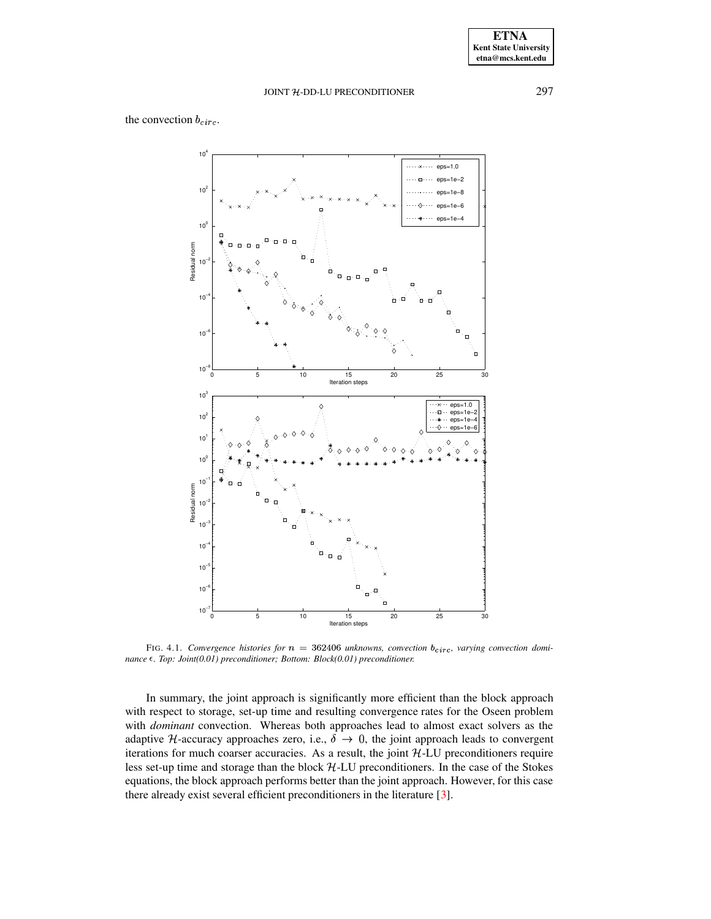the convection $b_{circ}$.

FIG. 4.1. *Convergence histories for $n = 362406$ unknowns, convection $b_{circ}$, varying convection dominance $\epsilon$. Top: Joint(0.01) preconditioner; Bottom: Block(0.01) preconditioner.*

In summary, the joint approach is significantly more efficient than the block approach with respect to storage, set-up time and resulting convergence rates for the Oseen problem with *dominant* convection. Whereas both approaches lead to almost exact solvers as the adaptive $\mathcal{H}$-accuracy approaches zero, i.e., $\delta \rightarrow 0$, the joint approach leads to convergent iterations for much coarser accuracies. As a result, the joint $\mathcal{H}$-LU preconditioners require less set-up time and storage than the block $\mathcal{H}$-LU preconditioners. In the case of the Stokes equations, the block approach performs better than the joint approach. However, for this case there already exist several efficient preconditioners in the literature [3].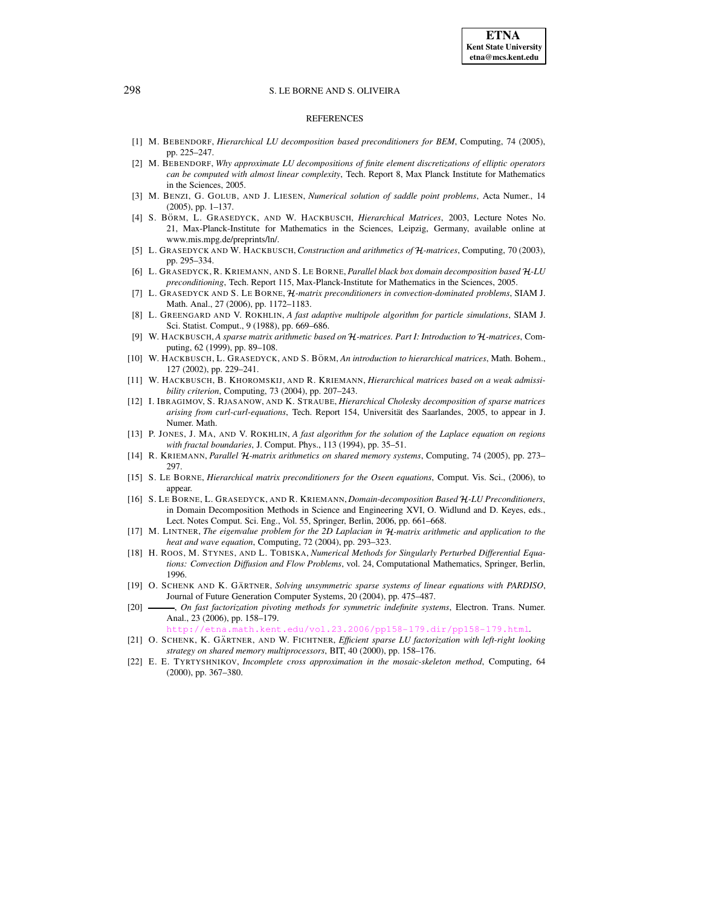## REFERENCES

[1] M. Bebendorf, *Hierarchical LU decomposition based preconditioners for BEM*, Computing, 74 (2005), pp. 225–247.

[2] M. Bebendorf, *Why approximate LU decompositions of finite element discretizations of elliptic operators can be computed with almost linear complexity*, Tech. Report 8, Max Planck Institute for Mathematics in the Sciences, 2005.

[3] M. Benzi, G. Golub, and J. Liesen, *Numerical solution of saddle point problems*, Acta Numer., 14 (2005), pp. 1–137.

[4] S. Börm, L. Grasedyck, and W. Hackbusch, *Hierarchical Matrices*, 2003, Lecture Notes No. 21, Max-Planck-Institute for Mathematics in the Sciences, Leipzig, Germany, available online at www.mis.mpg.de/preprints/ln/.

[5] L. Grasedyck and W. Hackbusch, *Construction and arithmetics of $\mathcal{H}$-matrices*, Computing, 70 (2003), pp. 295–334.

[6] L. Grasedyck, R. Kriemann, and S. Le Borne, *Parallel black box domain decomposition based $\mathcal{H}$-LU preconditioning*, Tech. Report 115, Max-Planck-Institute for Mathematics in the Sciences, 2005.

[7] L. Grasedyck and S. Le Borne, *$\mathcal{H}$-matrix preconditioners in convection-dominated problems*, SIAM J. Math. Anal., 27 (2006), pp. 1172–1183.

[8] L. Greengard and V. Rokhlin, *A fast adaptive multipole algorithm for particle simulations*, SIAM J. Sci. Statist. Comput., 9 (1988), pp. 669–686.

[9] W. Hackbusch, *A sparse matrix arithmetic based on $\mathcal{H}$-matrices. Part I: Introduction to $\mathcal{H}$-matrices*, Computing, 62 (1999), pp. 89–108.

[10] W. Hackbusch, L. Grasedyck, and S. Börm, *An introduction to hierarchical matrices*, Math. Bohem., 127 (2002), pp. 229–241.

[11] W. Hackbusch, B. Khoromskij, and R. Kriemann, *Hierarchical matrices based on a weak admissibility criterion*, Computing, 73 (2004), pp. 207–243.

[12] I. Ibragimov, S. Rjasanow, and K. Straube, *Hierarchical Cholesky decomposition of sparse matrices arising from curl-curl-equations*, Tech. Report 154, Universität des Saarlandes, 2005, to appear in J. Numer. Math.

[13] P. Jones, J. Ma, and V. Rokhlin, *A fast algorithm for the solution of the Laplace equation on regions with fractal boundaries*, J. Comput. Phys., 113 (1994), pp. 35–51.

[14] R. Kriemann, *Parallel $\mathcal{H}$-matrix arithmetics on shared memory systems*, Computing, 74 (2005), pp. 273–297.

[15] S. Le Borne, *Hierarchical matrix preconditioners for the Oseen equations*, Comput. Vis. Sci., (2006), to appear.

[16] S. Le Borne, L. Grasedyck, and R. Kriemann, *Domain-decomposition Based $\mathcal{H}$-LU Preconditioners*, in Domain Decomposition Methods in Science and Engineering XVI, O. Widlund and D. Keyes, eds., Lect. Notes Comput. Sci. Eng., Vol. 55, Springer, Berlin, 2006, pp. 661–668.

[17] M. Lintner, *The eigenvalue problem for the 2D Laplacian in $\mathcal{H}$-matrix arithmetic and application to the heat and wave equation*, Computing, 72 (2004), pp. 293–323.

[18] H. Roos, M. Stynes, and L. Tobiska, *Numerical Methods for Singularly Perturbed Differential Equations: Convection Diffusion and Flow Problems*, vol. 24, Computational Mathematics, Springer, Berlin, 1996.

[19] O. Schenk and K. Gärtner, *Solving unsymmetric sparse systems of linear equations with PARDISO*, Journal of Future Generation Computer Systems, 20 (2004), pp. 475–487.

[20] ———, *On fast factorization pivoting methods for symmetric indefinite systems*, Electron. Trans. Numer. Anal., 23 (2006), pp. 158–179. http://etna.math.kent.edu/vol.23.2006/pp158-179.dir/pp158-179.html.

[21] O. Schenk, K. Gärtner, and W. Fichtner, *Efficient sparse LU factorization with left-right looking strategy on shared memory multiprocessors*, BIT, 40 (2000), pp. 158–176.

[22] E. E. Tyrtyshnikov, *Incomplete cross approximation in the mosaic-skeleton method*, Computing, 64 (2000), pp. 367–380.